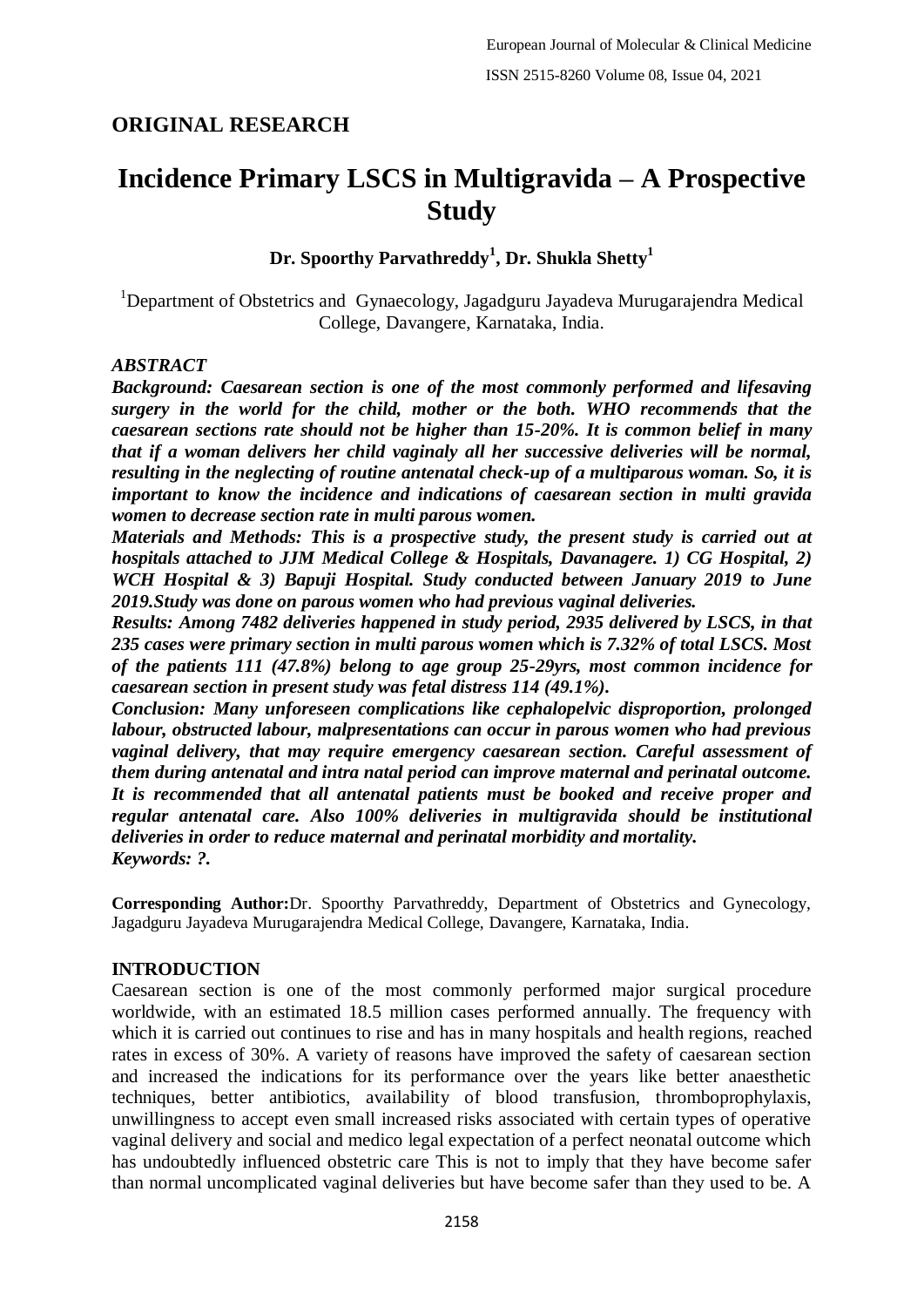## ORIGINAL RESEARCH

# Incidence Primary LSCS in Multigravida – A Prospective Study

**Dr. Spoorthy Parvathreddy[1], Dr. Shukla Shetty[1]**

[1]Department of Obstetrics and Gynaecology, Jagadguru Jayadeva Murugarajendra Medical College, Davangere, Karnataka, India.

### *ABSTRACT*

***Background: Caesarean section is one of the most commonly performed and lifesaving surgery in the world for the child, mother or the both. WHO recommends that the caesarean sections rate should not be higher than 15-20%. It is common belief in many that if a woman delivers her child vaginaly all her successive deliveries will be normal, resulting in the neglecting of routine antenatal check-up of a multiparous woman. So, it is important to know the incidence and indications of caesarean section in multi gravida women to decrease section rate in multi parous women.***

***Materials and Methods: This is a prospective study, the present study is carried out at hospitals attached to JJM Medical College & Hospitals, Davanagere. 1) CG Hospital, 2) WCH Hospital & 3) Bapuji Hospital. Study conducted between January 2019 to June 2019.Study was done on parous women who had previous vaginal deliveries.***

***Results: Among 7482 deliveries happened in study period, 2935 delivered by LSCS, in that 235 cases were primary section in multi parous women which is 7.32% of total LSCS. Most of the patients 111 (47.8%) belong to age group 25-29yrs, most common incidence for caesarean section in present study was fetal distress 114 (49.1%).***

***Conclusion: Many unforeseen complications like cephalopelvic disproportion, prolonged labour, obstructed labour, malpresentations can occur in parous women who had previous vaginal delivery, that may require emergency caesarean section. Careful assessment of them during antenatal and intra natal period can improve maternal and perinatal outcome. It is recommended that all antenatal patients must be booked and receive proper and regular antenatal care. Also 100% deliveries in multigravida should be institutional deliveries in order to reduce maternal and perinatal morbidity and mortality.***

***Keywords: ?.***

**Corresponding Author:**Dr. Spoorthy Parvathreddy, Department of Obstetrics and Gynecology, Jagadguru Jayadeva Murugarajendra Medical College, Davangere, Karnataka, India.

## INTRODUCTION

Caesarean section is one of the most commonly performed major surgical procedure worldwide, with an estimated 18.5 million cases performed annually. The frequency with which it is carried out continues to rise and has in many hospitals and health regions, reached rates in excess of 30%. A variety of reasons have improved the safety of caesarean section and increased the indications for its performance over the years like better anaesthetic techniques, better antibiotics, availability of blood transfusion, thromboprophylaxis, unwillingness to accept even small increased risks associated with certain types of operative vaginal delivery and social and medico legal expectation of a perfect neonatal outcome which has undoubtedly influenced obstetric care This is not to imply that they have become safer than normal uncomplicated vaginal deliveries but have become safer than they used to be. A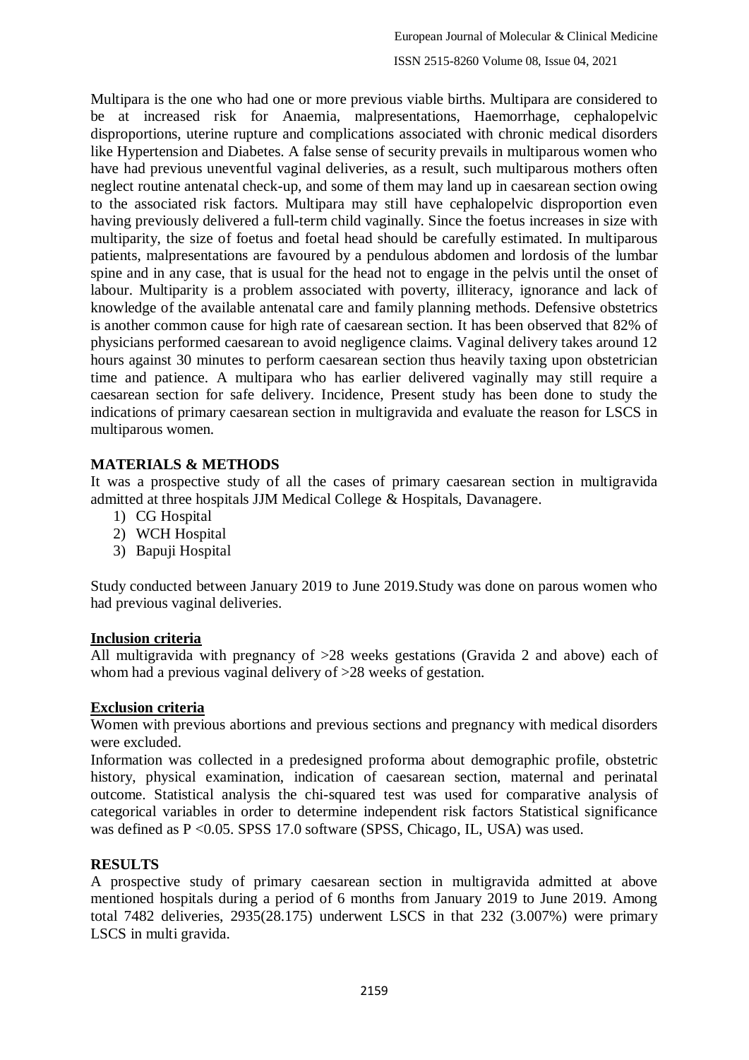Multipara is the one who had one or more previous viable births. Multipara are considered to be at increased risk for Anaemia, malpresentations, Haemorrhage, cephalopelvic disproportions, uterine rupture and complications associated with chronic medical disorders like Hypertension and Diabetes. A false sense of security prevails in multiparous women who have had previous uneventful vaginal deliveries, as a result, such multiparous mothers often neglect routine antenatal check-up, and some of them may land up in caesarean section owing to the associated risk factors. Multipara may still have cephalopelvic disproportion even having previously delivered a full-term child vaginally. Since the foetus increases in size with multiparity, the size of foetus and foetal head should be carefully estimated. In multiparous patients, malpresentations are favoured by a pendulous abdomen and lordosis of the lumbar spine and in any case, that is usual for the head not to engage in the pelvis until the onset of labour. Multiparity is a problem associated with poverty, illiteracy, ignorance and lack of knowledge of the available antenatal care and family planning methods. Defensive obstetrics is another common cause for high rate of caesarean section. It has been observed that 82% of physicians performed caesarean to avoid negligence claims. Vaginal delivery takes around 12 hours against 30 minutes to perform caesarean section thus heavily taxing upon obstetrician time and patience. A multipara who has earlier delivered vaginally may still require a caesarean section for safe delivery. Incidence, Present study has been done to study the indications of primary caesarean section in multigravida and evaluate the reason for LSCS in multiparous women.

## MATERIALS & METHODS

It was a prospective study of all the cases of primary caesarean section in multigravida admitted at three hospitals JJM Medical College & Hospitals, Davanagere.

1) CG Hospital
2) WCH Hospital
3) Bapuji Hospital

Study conducted between January 2019 to June 2019.Study was done on parous women who had previous vaginal deliveries.

### Inclusion criteria

All multigravida with pregnancy of >28 weeks gestations (Gravida 2 and above) each of whom had a previous vaginal delivery of >28 weeks of gestation.

### Exclusion criteria

Women with previous abortions and previous sections and pregnancy with medical disorders were excluded.

Information was collected in a predesigned proforma about demographic profile, obstetric history, physical examination, indication of caesarean section, maternal and perinatal outcome. Statistical analysis the chi-squared test was used for comparative analysis of categorical variables in order to determine independent risk factors Statistical significance was defined as $P < 0.05$. SPSS 17.0 software (SPSS, Chicago, IL, USA) was used.

## RESULTS

A prospective study of primary caesarean section in multigravida admitted at above mentioned hospitals during a period of 6 months from January 2019 to June 2019. Among total 7482 deliveries, 2935(28.175) underwent LSCS in that 232 (3.007%) were primary LSCS in multi gravida.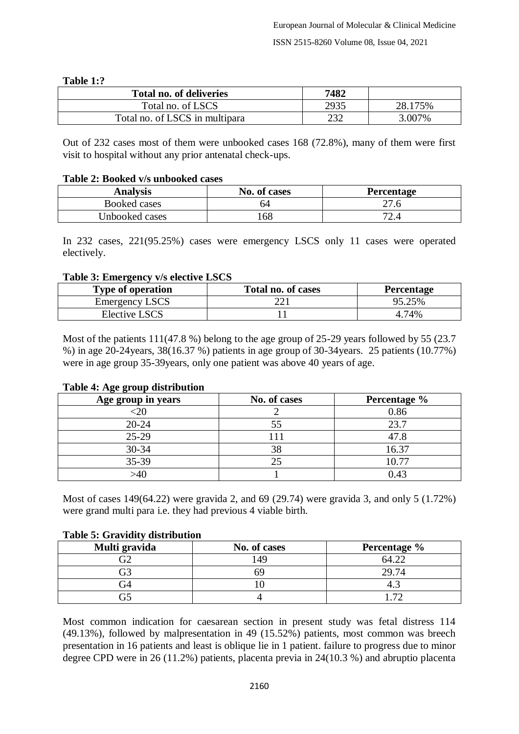**Table 1:?**

| Total no. of deliveries | 7482 | |
|---|---|---|
| Total no. of LSCS | 2935 | 28.175% |
| Total no. of LSCS in multipara | 232 | 3.007% |

Out of 232 cases most of them were unbooked cases 168 (72.8%), many of them were first visit to hospital without any prior antenatal check-ups.

**Table 2: Booked v/s unbooked cases**

| Analysis | No. of cases | Percentage |
|---|---|---|
| Booked cases | 64 | 27.6 |
| Unbooked cases | 168 | 72.4 |

In 232 cases, 221(95.25%) cases were emergency LSCS only 11 cases were operated electively.

**Table 3: Emergency v/s elective LSCS**

| Type of operation | Total no. of cases | Percentage |
|---|---|---|
| Emergency LSCS | 221 | 95.25% |
| Elective LSCS | 11 | 4.74% |

Most of the patients 111(47.8 %) belong to the age group of 25-29 years followed by 55 (23.7 %) in age 20-24years, 38(16.37 %) patients in age group of 30-34years. 25 patients (10.77%) were in age group 35-39years, only one patient was above 40 years of age.

**Table 4: Age group distribution**

| Age group in years | No. of cases | Percentage % |
|---|---|---|
| <20 | 2 | 0.86 |
| 20-24 | 55 | 23.7 |
| 25-29 | 111 | 47.8 |
| 30-34 | 38 | 16.37 |
| 35-39 | 25 | 10.77 |
| >40 | 1 | 0.43 |

Most of cases 149(64.22) were gravida 2, and 69 (29.74) were gravida 3, and only 5 (1.72%) were grand multi para i.e. they had previous 4 viable birth.

**Table 5: Gravidity distribution**

| Multi gravida | No. of cases | Percentage % |
|---|---|---|
| G2 | 149 | 64.22 |
| G3 | 69 | 29.74 |
| G4 | 10 | 4.3 |
| G5 | 4 | 1.72 |

Most common indication for caesarean section in present study was fetal distress 114 (49.13%), followed by malpresentation in 49 (15.52%) patients, most common was breech presentation in 16 patients and least is oblique lie in 1 patient. failure to progress due to minor degree CPD were in 26 (11.2%) patients, placenta previa in 24(10.3 %) and abruptio placenta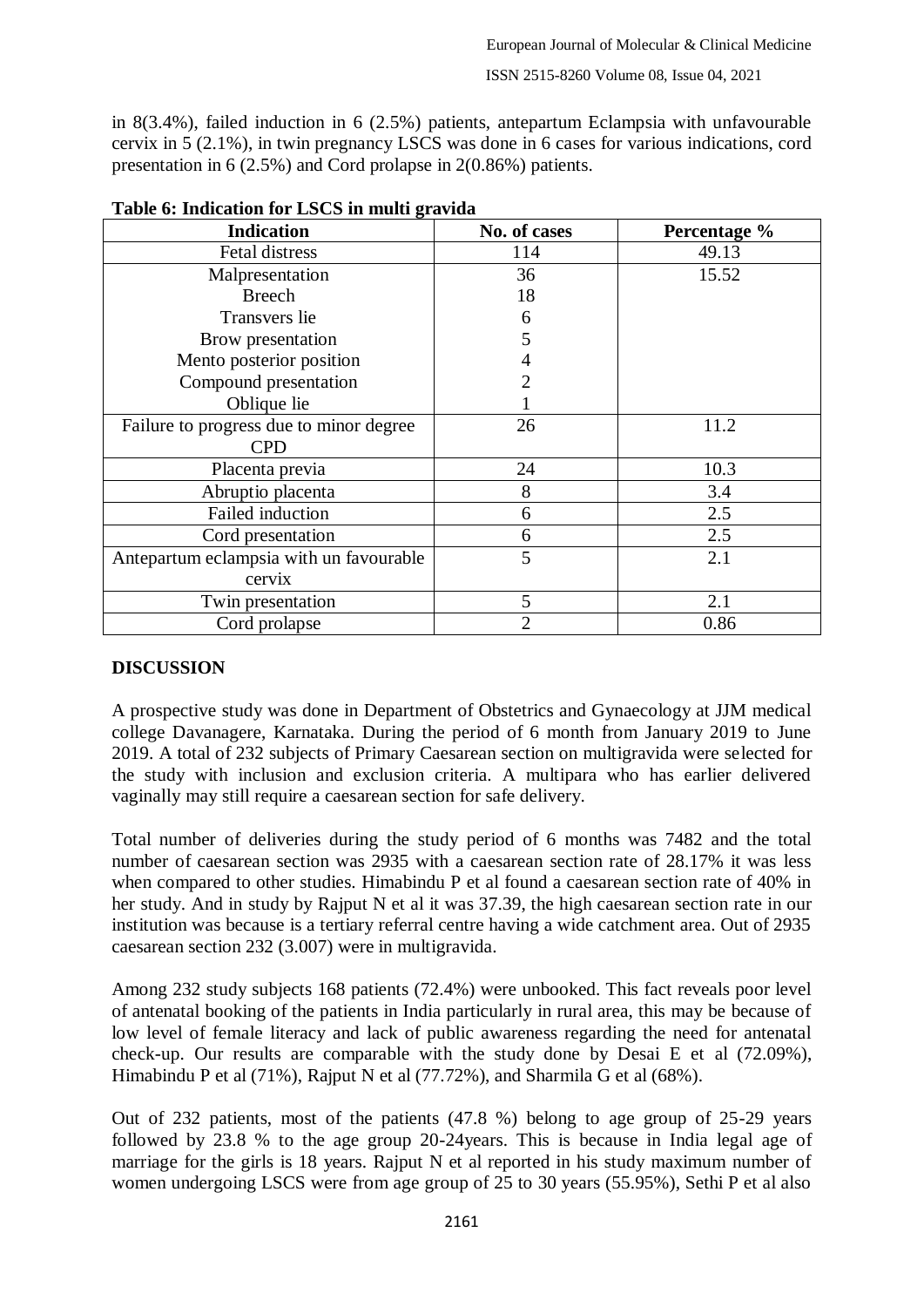in 8(3.4%), failed induction in 6 (2.5%) patients, antepartum Eclampsia with unfavourable cervix in 5 (2.1%), in twin pregnancy LSCS was done in 6 cases for various indications, cord presentation in 6 (2.5%) and Cord prolapse in 2(0.86%) patients.

**Table 6: Indication for LSCS in multi gravida**

| Indication | No. of cases | Percentage % |
|---|---|---|
| Fetal distress | 114 | 49.13 |
| Malpresentation | 36 | 15.52 |
| Breech | 18 | |
| Transvers lie | 6 | |
| Brow presentation | 5 | |
| Mento posterior position | 4 | |
| Compound presentation | 2 | |
| Oblique lie | 1 | |
| Failure to progress due to minor degree CPD | 26 | 11.2 |
| Placenta previa | 24 | 10.3 |
| Abruptio placenta | 8 | 3.4 |
| Failed induction | 6 | 2.5 |
| Cord presentation | 6 | 2.5 |
| Antepartum eclampsia with un favourable cervix | 5 | 2.1 |
| Twin presentation | 5 | 2.1 |
| Cord prolapse | 2 | 0.86 |

## DISCUSSION

A prospective study was done in Department of Obstetrics and Gynaecology at JJM medical college Davanagere, Karnataka. During the period of 6 month from January 2019 to June 2019. A total of 232 subjects of Primary Caesarean section on multigravida were selected for the study with inclusion and exclusion criteria. A multipara who has earlier delivered vaginally may still require a caesarean section for safe delivery.

Total number of deliveries during the study period of 6 months was 7482 and the total number of caesarean section was 2935 with a caesarean section rate of 28.17% it was less when compared to other studies. Himabindu P et al found a caesarean section rate of 40% in her study. And in study by Rajput N et al it was 37.39, the high caesarean section rate in our institution was because is a tertiary referral centre having a wide catchment area. Out of 2935 caesarean section 232 (3.007) were in multigravida.

Among 232 study subjects 168 patients (72.4%) were unbooked. This fact reveals poor level of antenatal booking of the patients in India particularly in rural area, this may be because of low level of female literacy and lack of public awareness regarding the need for antenatal check-up. Our results are comparable with the study done by Desai E et al (72.09%), Himabindu P et al (71%), Rajput N et al (77.72%), and Sharmila G et al (68%).

Out of 232 patients, most of the patients (47.8 %) belong to age group of 25-29 years followed by 23.8 % to the age group 20-24years. This is because in India legal age of marriage for the girls is 18 years. Rajput N et al reported in his study maximum number of women undergoing LSCS were from age group of 25 to 30 years (55.95%), Sethi P et al also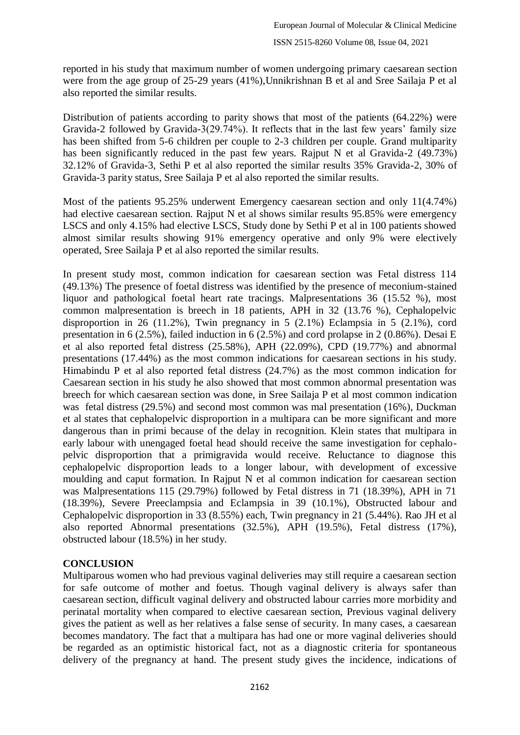reported in his study that maximum number of women undergoing primary caesarean section were from the age group of 25-29 years (41%),Unnikrishnan B et al and Sree Sailaja P et al also reported the similar results.

Distribution of patients according to parity shows that most of the patients (64.22%) were Gravida-2 followed by Gravida-3(29.74%). It reflects that in the last few years' family size has been shifted from 5-6 children per couple to 2-3 children per couple. Grand multiparity has been significantly reduced in the past few years. Rajput N et al Gravida-2 (49.73%) 32.12% of Gravida-3, Sethi P et al also reported the similar results 35% Gravida-2, 30% of Gravida-3 parity status, Sree Sailaja P et al also reported the similar results.

Most of the patients 95.25% underwent Emergency caesarean section and only 11(4.74%) had elective caesarean section. Rajput N et al shows similar results 95.85% were emergency LSCS and only 4.15% had elective LSCS, Study done by Sethi P et al in 100 patients showed almost similar results showing 91% emergency operative and only 9% were electively operated, Sree Sailaja P et al also reported the similar results.

In present study most, common indication for caesarean section was Fetal distress 114 (49.13%) The presence of foetal distress was identified by the presence of meconium-stained liquor and pathological foetal heart rate tracings. Malpresentations 36 (15.52 %), most common malpresentation is breech in 18 patients, APH in 32 (13.76 %), Cephalopelvic disproportion in 26 (11.2%), Twin pregnancy in 5 (2.1%) Eclampsia in 5 (2.1%), cord presentation in 6 (2.5%), failed induction in 6 (2.5%) and cord prolapse in 2 (0.86%). Desai E et al also reported fetal distress (25.58%), APH (22.09%), CPD (19.77%) and abnormal presentations (17.44%) as the most common indications for caesarean sections in his study. Himabindu P et al also reported fetal distress (24.7%) as the most common indication for Caesarean section in his study he also showed that most common abnormal presentation was breech for which caesarean section was done, in Sree Sailaja P et al most common indication was fetal distress (29.5%) and second most common was mal presentation (16%), Duckman et al states that cephalopelvic disproportion in a multipara can be more significant and more dangerous than in primi because of the delay in recognition. Klein states that multipara in early labour with unengaged foetal head should receive the same investigation for cephalo-pelvic disproportion that a primigravida would receive. Reluctance to diagnose this cephalopelvic disproportion leads to a longer labour, with development of excessive moulding and caput formation. In Rajput N et al common indication for caesarean section was Malpresentations 115 (29.79%) followed by Fetal distress in 71 (18.39%), APH in 71 (18.39%), Severe Preeclampsia and Eclampsia in 39 (10.1%), Obstructed labour and Cephalopelvic disproportion in 33 (8.55%) each, Twin pregnancy in 21 (5.44%). Rao JH et al also reported Abnormal presentations (32.5%), APH (19.5%), Fetal distress (17%), obstructed labour (18.5%) in her study.

## CONCLUSION

Multiparous women who had previous vaginal deliveries may still require a caesarean section for safe outcome of mother and foetus. Though vaginal delivery is always safer than caesarean section, difficult vaginal delivery and obstructed labour carries more morbidity and perinatal mortality when compared to elective caesarean section, Previous vaginal delivery gives the patient as well as her relatives a false sense of security. In many cases, a caesarean becomes mandatory. The fact that a multipara has had one or more vaginal deliveries should be regarded as an optimistic historical fact, not as a diagnostic criteria for spontaneous delivery of the pregnancy at hand. The present study gives the incidence, indications of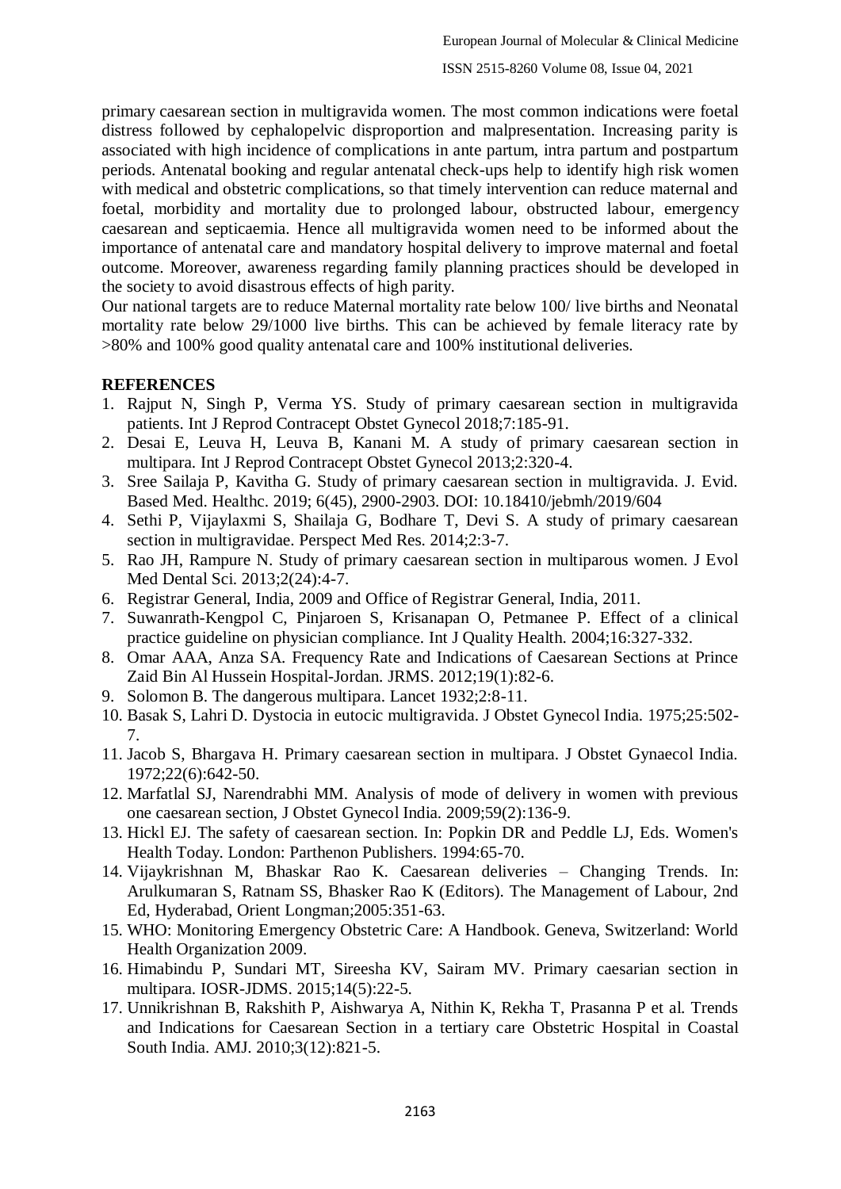primary caesarean section in multigravida women. The most common indications were foetal distress followed by cephalopelvic disproportion and malpresentation. Increasing parity is associated with high incidence of complications in ante partum, intra partum and postpartum periods. Antenatal booking and regular antenatal check-ups help to identify high risk women with medical and obstetric complications, so that timely intervention can reduce maternal and foetal, morbidity and mortality due to prolonged labour, obstructed labour, emergency caesarean and septicaemia. Hence all multigravida women need to be informed about the importance of antenatal care and mandatory hospital delivery to improve maternal and foetal outcome. Moreover, awareness regarding family planning practices should be developed in the society to avoid disastrous effects of high parity.

Our national targets are to reduce Maternal mortality rate below 100/ live births and Neonatal mortality rate below 29/1000 live births. This can be achieved by female literacy rate by >80% and 100% good quality antenatal care and 100% institutional deliveries.

## REFERENCES

1. Rajput N, Singh P, Verma YS. Study of primary caesarean section in multigravida patients. Int J Reprod Contracept Obstet Gynecol 2018;7:185-91.
2. Desai E, Leuva H, Leuva B, Kanani M. A study of primary caesarean section in multipara. Int J Reprod Contracept Obstet Gynecol 2013;2:320-4.
3. Sree Sailaja P, Kavitha G. Study of primary caesarean section in multigravida. J. Evid. Based Med. Healthc. 2019; 6(45), 2900-2903. DOI: 10.18410/jebmh/2019/604
4. Sethi P, Vijaylaxmi S, Shailaja G, Bodhare T, Devi S. A study of primary caesarean section in multigravidae. Perspect Med Res. 2014;2:3-7.
5. Rao JH, Rampure N. Study of primary caesarean section in multiparous women. J Evol Med Dental Sci. 2013;2(24):4-7.
6. Registrar General, India, 2009 and Office of Registrar General, India, 2011.
7. Suwanrath-Kengpol C, Pinjaroen S, Krisanapan O, Petmanee P. Effect of a clinical practice guideline on physician compliance. Int J Quality Health. 2004;16:327-332.
8. Omar AAA, Anza SA. Frequency Rate and Indications of Caesarean Sections at Prince Zaid Bin Al Hussein Hospital-Jordan. JRMS. 2012;19(1):82-6.
9. Solomon B. The dangerous multipara. Lancet 1932;2:8-11.
10. Basak S, Lahri D. Dystocia in eutocic multigravida. J Obstet Gynecol India. 1975;25:502-7.
11. Jacob S, Bhargava H. Primary caesarean section in multipara. J Obstet Gynaecol India. 1972;22(6):642-50.
12. Marfatlal SJ, Narendrabhi MM. Analysis of mode of delivery in women with previous one caesarean section, J Obstet Gynecol India. 2009;59(2):136-9.
13. Hickl EJ. The safety of caesarean section. In: Popkin DR and Peddle LJ, Eds. Women's Health Today. London: Parthenon Publishers. 1994:65-70.
14. Vijaykrishnan M, Bhaskar Rao K. Caesarean deliveries – Changing Trends. In: Arulkumaran S, Ratnam SS, Bhasker Rao K (Editors). The Management of Labour, 2nd Ed, Hyderabad, Orient Longman;2005:351-63.
15. WHO: Monitoring Emergency Obstetric Care: A Handbook. Geneva, Switzerland: World Health Organization 2009.
16. Himabindu P, Sundari MT, Sireesha KV, Sairam MV. Primary caesarian section in multipara. IOSR-JDMS. 2015;14(5):22-5.
17. Unnikrishnan B, Rakshith P, Aishwarya A, Nithin K, Rekha T, Prasanna P et al. Trends and Indications for Caesarean Section in a tertiary care Obstetric Hospital in Coastal South India. AMJ. 2010;3(12):821-5.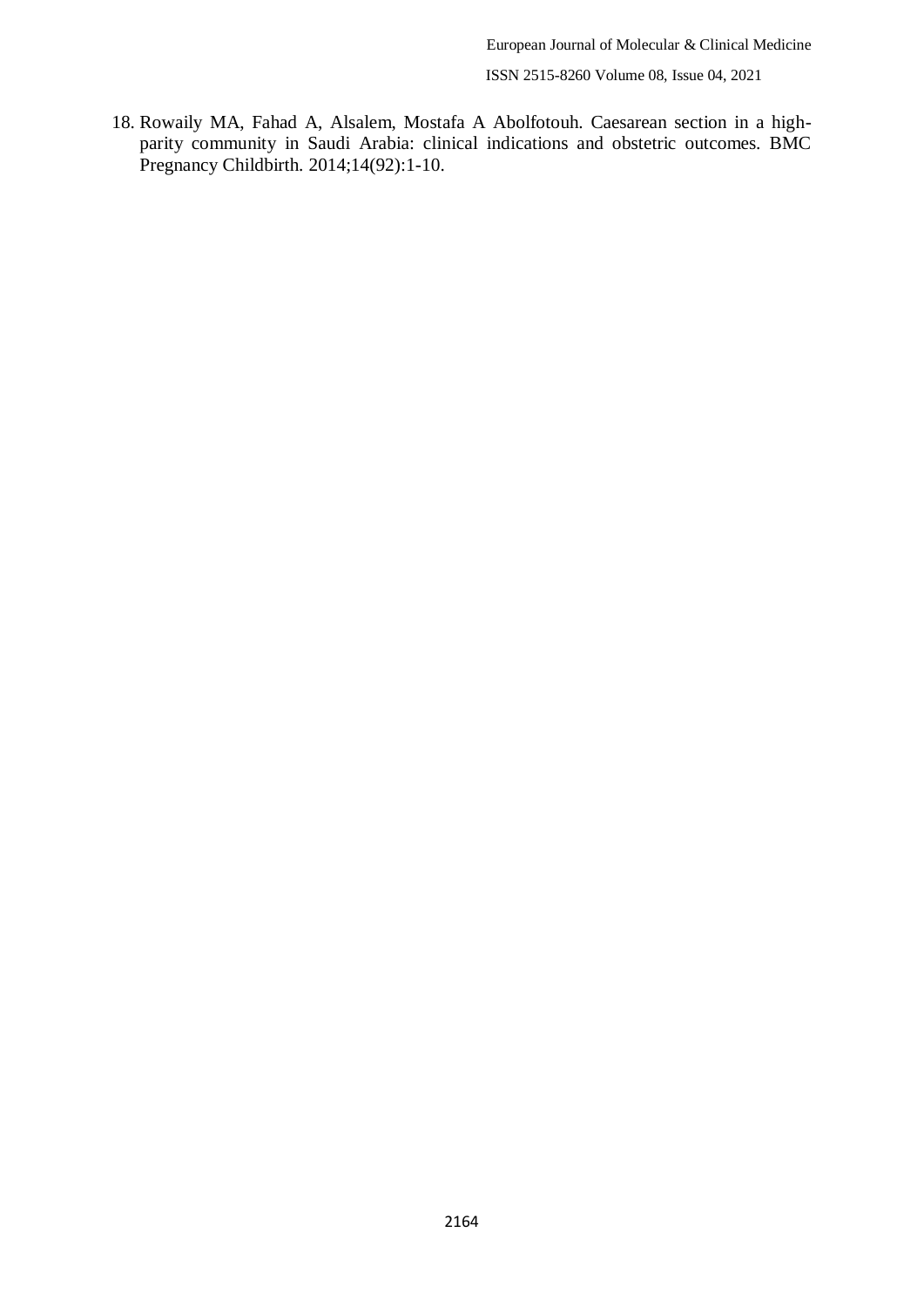18. Rowaily MA, Fahad A, Alsalem, Mostafa A Abolfotouh. Caesarean section in a high-parity community in Saudi Arabia: clinical indications and obstetric outcomes. BMC Pregnancy Childbirth. 2014;14(92):1-10.